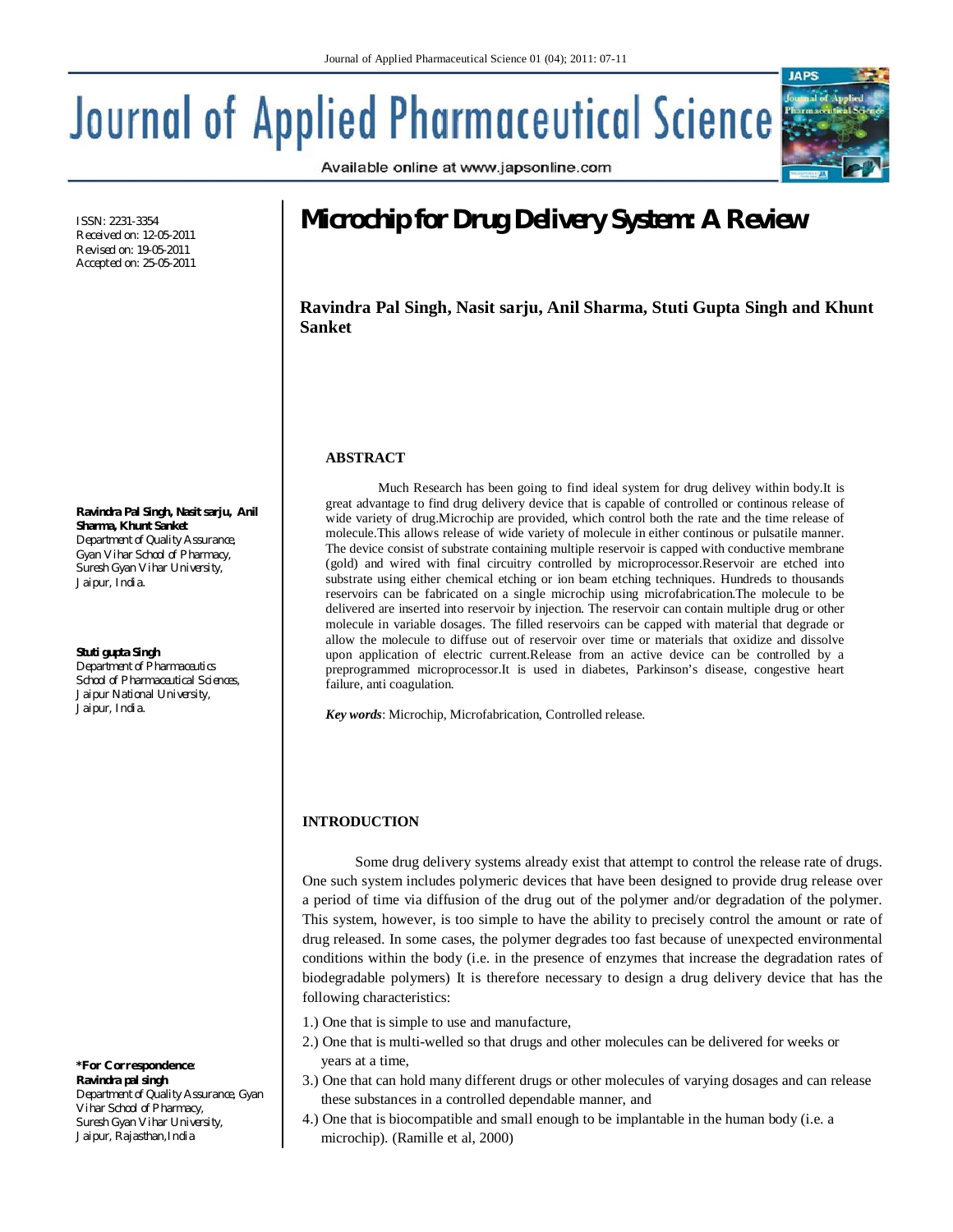# Journal of Applied Pharmaceutical Science

Available online at www.japsonline.com

ISSN: 2231-3354
Received on: 12-05-2011
Revised on: 19-05-2011
Accepted on: 25-05-2011

# Microchip for Drug Delivery System: A Review

**Ravindra Pal Singh, Nasit sarju, Anil Sharma, Stuti Gupta Singh and Khunt Sanket**

**Ravindra Pal Singh, Nasit sarju, Anil Sharma, Khunt Sanket**
Department of Quality Assurance, Gyan Vihar School of Pharmacy, Suresh Gyan Vihar University, Jaipur, India.

**Stuti gupta Singh**
Department of Pharmaceutics School of Pharmaceutical Sciences, Jaipur National University, Jaipur, India.

**\*For Correspondence: Ravindra pal singh**
Department of Quality Assurance, Gyan Vihar School of Pharmacy, Suresh Gyan Vihar University, Jaipur, Rajasthan, India

## ABSTRACT

Much Research has been going to find ideal system for drug delivey within body.It is great advantage to find drug delivery device that is capable of controlled or continous release of wide variety of drug.Microchip are provided, which control both the rate and the time release of molecule.This allows release of wide variety of molecule in either continous or pulsatile manner. The device consist of substrate containing multiple reservoir is capped with conductive membrane (gold) and wired with final circuitry controlled by microprocessor.Reservoir are etched into substrate using either chemical etching or ion beam etching techniques. Hundreds to thousands reservoirs can be fabricated on a single microchip using microfabrication.The molecule to be delivered are inserted into reservoir by injection. The reservoir can contain multiple drug or other molecule in variable dosages. The filled reservoirs can be capped with material that degrade or allow the molecule to diffuse out of reservoir over time or materials that oxidize and dissolve upon application of electric current.Release from an active device can be controlled by a preprogrammed microprocessor.It is used in diabetes, Parkinson's disease, congestive heart failure, anti coagulation.

*Key words*: Microchip, Microfabrication, Controlled release.

## INTRODUCTION

Some drug delivery systems already exist that attempt to control the release rate of drugs. One such system includes polymeric devices that have been designed to provide drug release over a period of time via diffusion of the drug out of the polymer and/or degradation of the polymer. This system, however, is too simple to have the ability to precisely control the amount or rate of drug released. In some cases, the polymer degrades too fast because of unexpected environmental conditions within the body (i.e. in the presence of enzymes that increase the degradation rates of biodegradable polymers) It is therefore necessary to design a drug delivery device that has the following characteristics:

1.) One that is simple to use and manufacture,
2.) One that is multi-welled so that drugs and other molecules can be delivered for weeks or years at a time,
3.) One that can hold many different drugs or other molecules of varying dosages and can release these substances in a controlled dependable manner, and
4.) One that is biocompatible and small enough to be implantable in the human body (i.e. a microchip). (Ramille et al, 2000)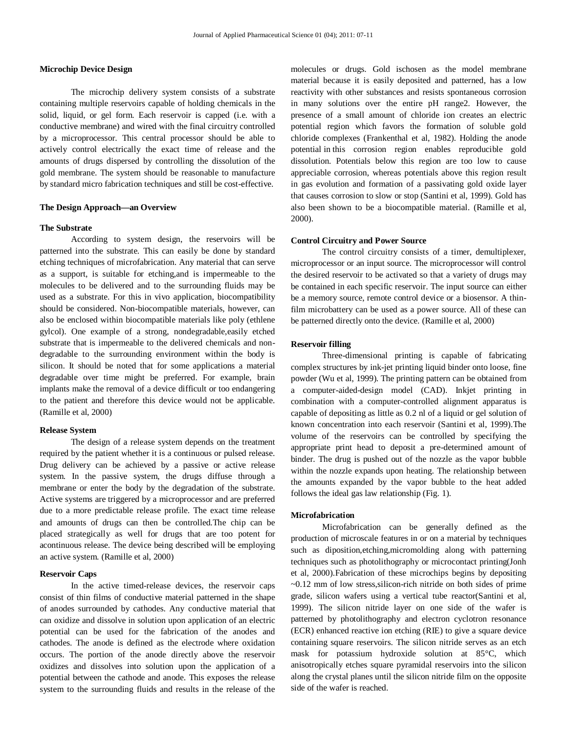### Microchip Device Design

The microchip delivery system consists of a substrate containing multiple reservoirs capable of holding chemicals in the solid, liquid, or gel form. Each reservoir is capped (i.e. with a conductive membrane) and wired with the final circuitry controlled by a microprocessor. This central processor should be able to actively control electrically the exact time of release and the amounts of drugs dispersed by controlling the dissolution of the gold membrane. The system should be reasonable to manufacture by standard micro fabrication techniques and still be cost-effective.

### The Design Approach—an Overview

#### The Substrate

According to system design, the reservoirs will be patterned into the substrate. This can easily be done by standard etching techniques of microfabrication. Any material that can serve as a support, is suitable for etching,and is impermeable to the molecules to be delivered and to the surrounding fluids may be used as a substrate. For this in vivo application, biocompatibility should be considered. Non-biocompatible materials, however, can also be enclosed within biocompatible materials like poly (ethlene gylcol). One example of a strong, nondegradable,easily etched substrate that is impermeable to the delivered chemicals and non-degradable to the surrounding environment within the body is silicon. It should be noted that for some applications a material degradable over time might be preferred. For example, brain implants make the removal of a device difficult or too endangering to the patient and therefore this device would not be applicable. (Ramille et al, 2000)

#### Release System

The design of a release system depends on the treatment required by the patient whether it is a continuous or pulsed release. Drug delivery can be achieved by a passive or active release system. In the passive system, the drugs diffuse through a membrane or enter the body by the degradation of the substrate. Active systems are triggered by a microprocessor and are preferred due to a more predictable release profile. The exact time release and amounts of drugs can then be controlled.The chip can be placed strategically as well for drugs that are too potent for acontinuous release. The device being described will be employing an active system. (Ramille et al, 2000)

#### Reservoir Caps

In the active timed-release devices, the reservoir caps consist of thin films of conductive material patterned in the shape of anodes surrounded by cathodes. Any conductive material that can oxidize and dissolve in solution upon application of an electric potential can be used for the fabrication of the anodes and cathodes. The anode is defined as the electrode where oxidation occurs. The portion of the anode directly above the reservoir oxidizes and dissolves into solution upon the application of a potential between the cathode and anode. This exposes the release system to the surrounding fluids and results in the release of the molecules or drugs. Gold ischosen as the model membrane material because it is easily deposited and patterned, has a low reactivity with other substances and resists spontaneous corrosion in many solutions over the entire pH range2. However, the presence of a small amount of chloride ion creates an electric potential region which favors the formation of soluble gold chloride complexes (Frankenthal et al, 1982). Holding the anode potential in this corrosion region enables reproducible gold dissolution. Potentials below this region are too low to cause appreciable corrosion, whereas potentials above this region result in gas evolution and formation of a passivating gold oxide layer that causes corrosion to slow or stop (Santini et al, 1999). Gold has also been shown to be a biocompatible material. (Ramille et al, 2000).

#### Control Circuitry and Power Source

The control circuitry consists of a timer, demultiplexer, microprocessor or an input source. The microprocessor will control the desired reservoir to be activated so that a variety of drugs may be contained in each specific reservoir. The input source can either be a memory source, remote control device or a biosensor. A thin-film microbattery can be used as a power source. All of these can be patterned directly onto the device. (Ramille et al, 2000)

#### Reservoir filling

Three-dimensional printing is capable of fabricating complex structures by ink-jet printing liquid binder onto loose, fine powder (Wu et al, 1999). The printing pattern can be obtained from a computer-aided-design model (CAD). Inkjet printing in combination with a computer-controlled alignment apparatus is capable of depositing as little as 0.2 nl of a liquid or gel solution of known concentration into each reservoir (Santini et al, 1999).The volume of the reservoirs can be controlled by specifying the appropriate print head to deposit a pre-determined amount of binder. The drug is pushed out of the nozzle as the vapor bubble within the nozzle expands upon heating. The relationship between the amounts expanded by the vapor bubble to the heat added follows the ideal gas law relationship (Fig. 1).

#### Microfabrication

Microfabrication can be generally defined as the production of microscale features in or on a material by techniques such as diposition,etching,micromolding along with patterning techniques such as photolithography or microcontact printing(Jonh et al, 2000).Fabrication of these microchips begins by depositing ~0.12 mm of low stress,silicon-rich nitride on both sides of prime grade, silicon wafers using a vertical tube reactor(Santini et al, 1999). The silicon nitride layer on one side of the wafer is patterned by photolithography and electron cyclotron resonance (ECR) enhanced reactive ion etching (RIE) to give a square device containing square reservoirs. The silicon nitride serves as an etch mask for potassium hydroxide solution at 85°C, which anisotropically etches square pyramidal reservoirs into the silicon along the crystal planes until the silicon nitride film on the opposite side of the wafer is reached.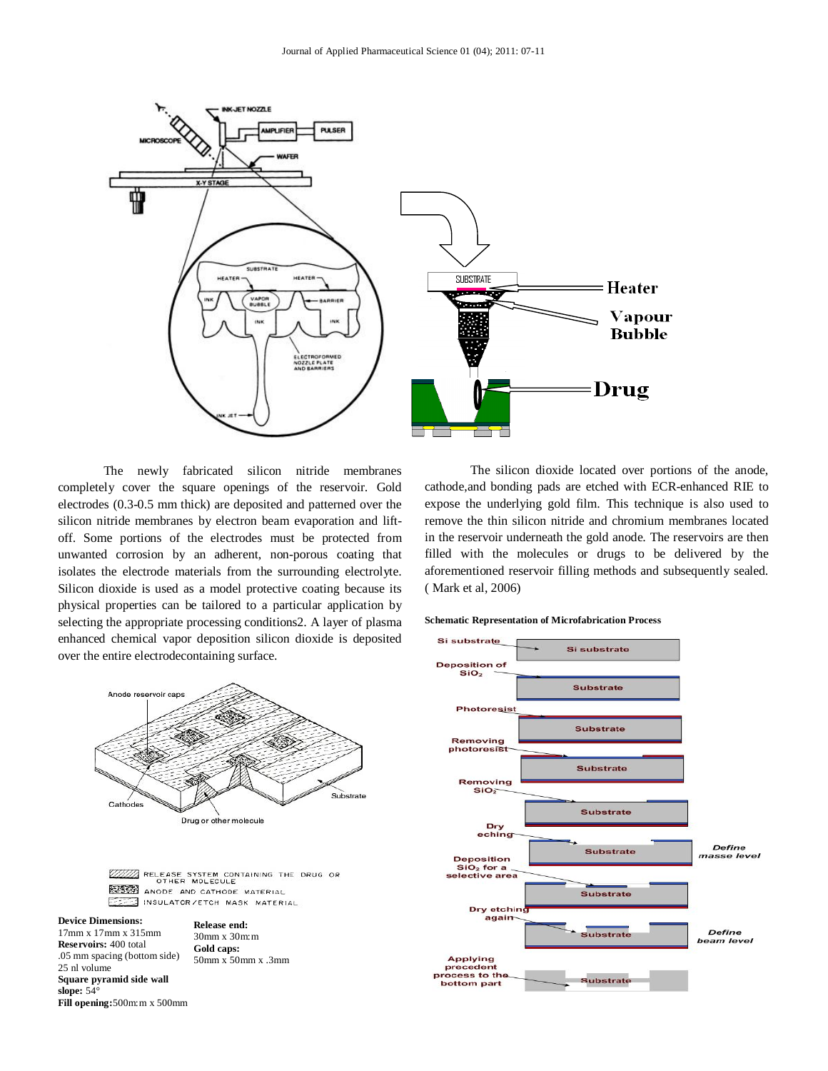The newly fabricated silicon nitride membranes completely cover the square openings of the reservoir. Gold electrodes (0.3-0.5 mm thick) are deposited and patterned over the silicon nitride membranes by electron beam evaporation and lift-off. Some portions of the electrodes must be protected from unwanted corrosion by an adherent, non-porous coating that isolates the electrode materials from the surrounding electrolyte. Silicon dioxide is used as a model protective coating because its physical properties can be tailored to a particular application by selecting the appropriate processing conditions2. A layer of plasma enhanced chemical vapor deposition silicon dioxide is deposited over the entire electrodecontaining surface.

**Device Dimensions:**
17mm x 17mm x 315mm
**Reservoirs:** 400 total
.05 mm spacing (bottom side)
25 nl volume
**Square pyramid side wall slope:** 54°
**Fill opening:**500m:m x 500mm

**Release end:**
30mm x 30m:m
**Gold caps:**
50mm x 50mm x .3mm

The silicon dioxide located over portions of the anode, cathode,and bonding pads are etched with ECR-enhanced RIE to expose the underlying gold film. This technique is also used to remove the thin silicon nitride and chromium membranes located in the reservoir underneath the gold anode. The reservoirs are then filled with the molecules or drugs to be delivered by the aforementioned reservoir filling methods and subsequently sealed. ( Mark et al, 2006)

**Schematic Representation of Microfabrication Process**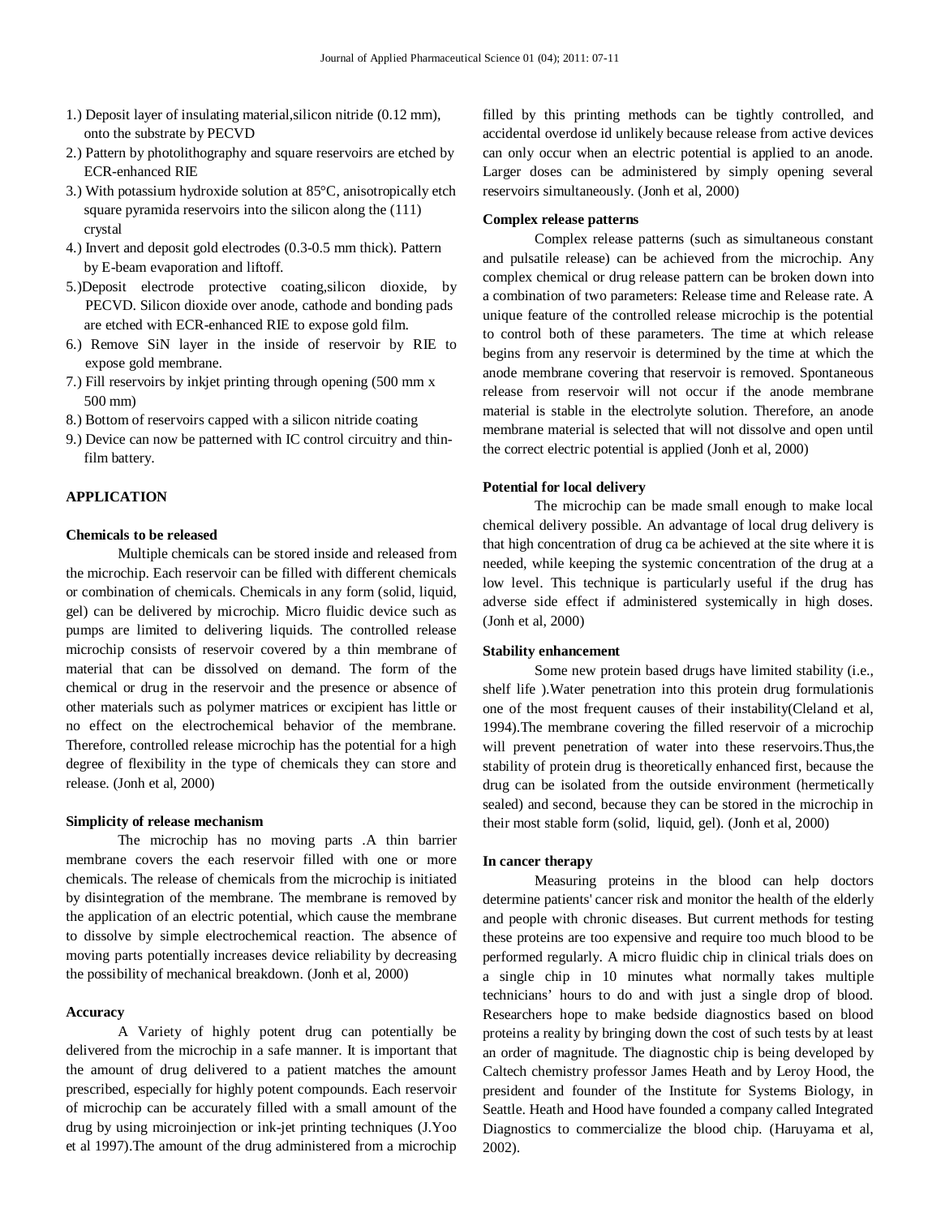1.) Deposit layer of insulating material,silicon nitride (0.12 mm), onto the substrate by PECVD
2.) Pattern by photolithography and square reservoirs are etched by ECR-enhanced RIE
3.) With potassium hydroxide solution at 85°C, anisotropically etch square pyramida reservoirs into the silicon along the (111) crystal
4.) Invert and deposit gold electrodes (0.3-0.5 mm thick). Pattern by E-beam evaporation and liftoff.
5.)Deposit electrode protective coating,silicon dioxide, by PECVD. Silicon dioxide over anode, cathode and bonding pads are etched with ECR-enhanced RIE to expose gold film.
6.) Remove SiN layer in the inside of reservoir by RIE to expose gold membrane.
7.) Fill reservoirs by inkjet printing through opening (500 mm x 500 mm)
8.) Bottom of reservoirs capped with a silicon nitride coating
9.) Device can now be patterned with IC control circuitry and thin-film battery.

## APPLICATION

### Chemicals to be released

Multiple chemicals can be stored inside and released from the microchip. Each reservoir can be filled with different chemicals or combination of chemicals. Chemicals in any form (solid, liquid, gel) can be delivered by microchip. Micro fluidic device such as pumps are limited to delivering liquids. The controlled release microchip consists of reservoir covered by a thin membrane of material that can be dissolved on demand. The form of the chemical or drug in the reservoir and the presence or absence of other materials such as polymer matrices or excipient has little or no effect on the electrochemical behavior of the membrane. Therefore, controlled release microchip has the potential for a high degree of flexibility in the type of chemicals they can store and release. (Jonh et al, 2000)

### Simplicity of release mechanism

The microchip has no moving parts .A thin barrier membrane covers the each reservoir filled with one or more chemicals. The release of chemicals from the microchip is initiated by disintegration of the membrane. The membrane is removed by the application of an electric potential, which cause the membrane to dissolve by simple electrochemical reaction. The absence of moving parts potentially increases device reliability by decreasing the possibility of mechanical breakdown. (Jonh et al, 2000)

### Accuracy

A Variety of highly potent drug can potentially be delivered from the microchip in a safe manner. It is important that the amount of drug delivered to a patient matches the amount prescribed, especially for highly potent compounds. Each reservoir of microchip can be accurately filled with a small amount of the drug by using microinjection or ink-jet printing techniques (J.Yoo et al 1997).The amount of the drug administered from a microchip filled by this printing methods can be tightly controlled, and accidental overdose id unlikely because release from active devices can only occur when an electric potential is applied to an anode. Larger doses can be administered by simply opening several reservoirs simultaneously. (Jonh et al, 2000)

### Complex release patterns

Complex release patterns (such as simultaneous constant and pulsatile release) can be achieved from the microchip. Any complex chemical or drug release pattern can be broken down into a combination of two parameters: Release time and Release rate. A unique feature of the controlled release microchip is the potential to control both of these parameters. The time at which release begins from any reservoir is determined by the time at which the anode membrane covering that reservoir is removed. Spontaneous release from reservoir will not occur if the anode membrane material is stable in the electrolyte solution. Therefore, an anode membrane material is selected that will not dissolve and open until the correct electric potential is applied (Jonh et al, 2000)

### Potential for local delivery

The microchip can be made small enough to make local chemical delivery possible. An advantage of local drug delivery is that high concentration of drug ca be achieved at the site where it is needed, while keeping the systemic concentration of the drug at a low level. This technique is particularly useful if the drug has adverse side effect if administered systemically in high doses. (Jonh et al, 2000)

### Stability enhancement

Some new protein based drugs have limited stability (i.e., shelf life ).Water penetration into this protein drug formulationis one of the most frequent causes of their instability(Cleland et al, 1994).The membrane covering the filled reservoir of a microchip will prevent penetration of water into these reservoirs.Thus,the stability of protein drug is theoretically enhanced first, because the drug can be isolated from the outside environment (hermetically sealed) and second, because they can be stored in the microchip in their most stable form (solid, liquid, gel). (Jonh et al, 2000)

### In cancer therapy

Measuring proteins in the blood can help doctors determine patients' cancer risk and monitor the health of the elderly and people with chronic diseases. But current methods for testing these proteins are too expensive and require too much blood to be performed regularly. A micro fluidic chip in clinical trials does on a single chip in 10 minutes what normally takes multiple technicians' hours to do and with just a single drop of blood. Researchers hope to make bedside diagnostics based on blood proteins a reality by bringing down the cost of such tests by at least an order of magnitude. The diagnostic chip is being developed by Caltech chemistry professor James Heath and by Leroy Hood, the president and founder of the Institute for Systems Biology, in Seattle. Heath and Hood have founded a company called Integrated Diagnostics to commercialize the blood chip. (Haruyama et al, 2002).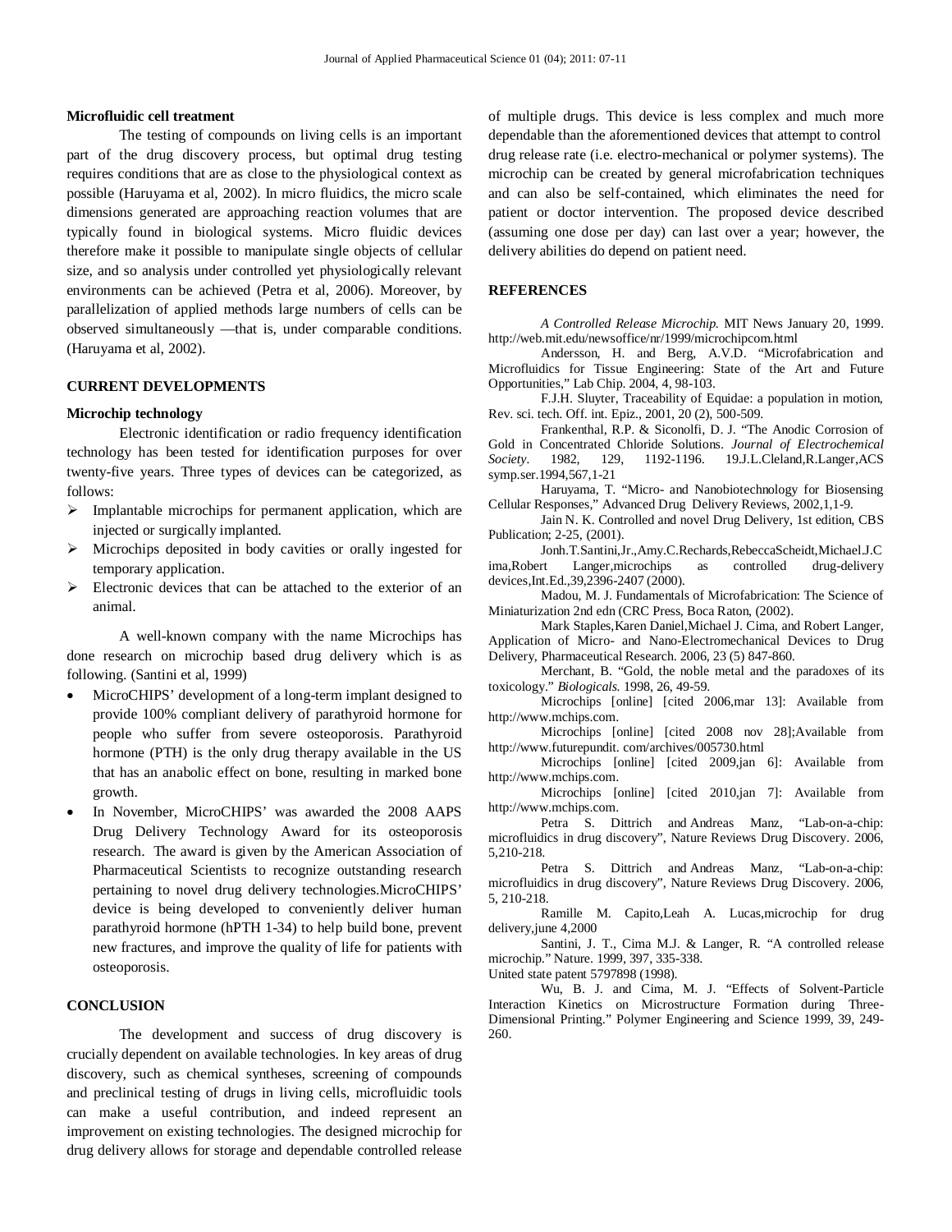**Microfluidic cell treatment**

The testing of compounds on living cells is an important part of the drug discovery process, but optimal drug testing requires conditions that are as close to the physiological context as possible (Haruyama et al, 2002). In micro fluidics, the micro scale dimensions generated are approaching reaction volumes that are typically found in biological systems. Micro fluidic devices therefore make it possible to manipulate single objects of cellular size, and so analysis under controlled yet physiologically relevant environments can be achieved (Petra et al, 2006). Moreover, by parallelization of applied methods large numbers of cells can be observed simultaneously —that is, under comparable conditions. (Haruyama et al, 2002).

## CURRENT DEVELOPMENTS

**Microchip technology**

Electronic identification or radio frequency identification technology has been tested for identification purposes for over twenty-five years. Three types of devices can be categorized, as follows:

- Implantable microchips for permanent application, which are injected or surgically implanted.
- Microchips deposited in body cavities or orally ingested for temporary application.
- Electronic devices that can be attached to the exterior of an animal.

A well-known company with the name Microchips has done research on microchip based drug delivery which is as following. (Santini et al, 1999)

- MicroCHIPS' development of a long-term implant designed to provide 100% compliant delivery of parathyroid hormone for people who suffer from severe osteoporosis. Parathyroid hormone (PTH) is the only drug therapy available in the US that has an anabolic effect on bone, resulting in marked bone growth.
- In November, MicroCHIPS' was awarded the 2008 AAPS Drug Delivery Technology Award for its osteoporosis research. The award is given by the American Association of Pharmaceutical Scientists to recognize outstanding research pertaining to novel drug delivery technologies.MicroCHIPS' device is being developed to conveniently deliver human parathyroid hormone (hPTH 1-34) to help build bone, prevent new fractures, and improve the quality of life for patients with osteoporosis.

## CONCLUSION

The development and success of drug discovery is crucially dependent on available technologies. In key areas of drug discovery, such as chemical syntheses, screening of compounds and preclinical testing of drugs in living cells, microfluidic tools can make a useful contribution, and indeed represent an improvement on existing technologies. The designed microchip for drug delivery allows for storage and dependable controlled release of multiple drugs. This device is less complex and much more dependable than the aforementioned devices that attempt to control drug release rate (i.e. electro-mechanical or polymer systems). The microchip can be created by general microfabrication techniques and can also be self-contained, which eliminates the need for patient or doctor intervention. The proposed device described (assuming one dose per day) can last over a year; however, the delivery abilities do depend on patient need.

## REFERENCES

*A Controlled Release Microchip.* MIT News January 20, 1999. http://web.mit.edu/newsoffice/nr/1999/microchipcom.html

Andersson, H. and Berg, A.V.D. "Microfabrication and Microfluidics for Tissue Engineering: State of the Art and Future Opportunities," Lab Chip. 2004, 4, 98-103.

F.J.H. Sluyter, Traceability of Equidae: a population in motion, Rev. sci. tech. Off. int. Epiz., 2001, 20 (2), 500-509.

Frankenthal, R.P. & Siconolfi, D. J. "The Anodic Corrosion of Gold in Concentrated Chloride Solutions. *Journal of Electrochemical Society*. 1982, 129, 1192-1196. 19.J.L.Cleland,R.Langer,ACS symp.ser.1994,567,1-21

Haruyama, T. "Micro- and Nanobiotechnology for Biosensing Cellular Responses," Advanced Drug Delivery Reviews, 2002,1,1-9.

Jain N. K. Controlled and novel Drug Delivery, 1st edition, CBS Publication; 2-25, (2001).

Jonh.T.Santini,Jr.,Amy.C.Rechards,RebeccaScheidt,Michael.J.Cima,Robert Langer,microchips as controlled drug-delivery devices,Int.Ed.,39,2396-2407 (2000).

Madou, M. J. Fundamentals of Microfabrication: The Science of Miniaturization 2nd edn (CRC Press, Boca Raton, (2002).

Mark Staples,Karen Daniel,Michael J. Cima, and Robert Langer, Application of Micro- and Nano-Electromechanical Devices to Drug Delivery, Pharmaceutical Research. 2006, 23 (5) 847-860.

Merchant, B. "Gold, the noble metal and the paradoxes of its toxicology." *Biologicals*. 1998, 26, 49-59.

Microchips [online] [cited 2006,mar 13]: Available from http://www.mchips.com.

Microchips [online] [cited 2008 nov 28];Available from http://www.futurepundit. com/archives/005730.html

Microchips [online] [cited 2009,jan 6]: Available from http://www.mchips.com.

Microchips [online] [cited 2010,jan 7]: Available from http://www.mchips.com.

Petra S. Dittrich and Andreas Manz, "Lab-on-a-chip: microfluidics in drug discovery", Nature Reviews Drug Discovery. 2006, 5,210-218.

Petra S. Dittrich and Andreas Manz, "Lab-on-a-chip: microfluidics in drug discovery", Nature Reviews Drug Discovery. 2006, 5, 210-218.

Ramille M. Capito,Leah A. Lucas,microchip for drug delivery,june 4,2000

Santini, J. T., Cima M.J. & Langer, R. "A controlled release microchip." Nature. 1999, 397, 335-338.

United state patent 5797898 (1998).

Wu, B. J. and Cima, M. J. "Effects of Solvent-Particle Interaction Kinetics on Microstructure Formation during Three-Dimensional Printing." Polymer Engineering and Science 1999, 39, 249-260.